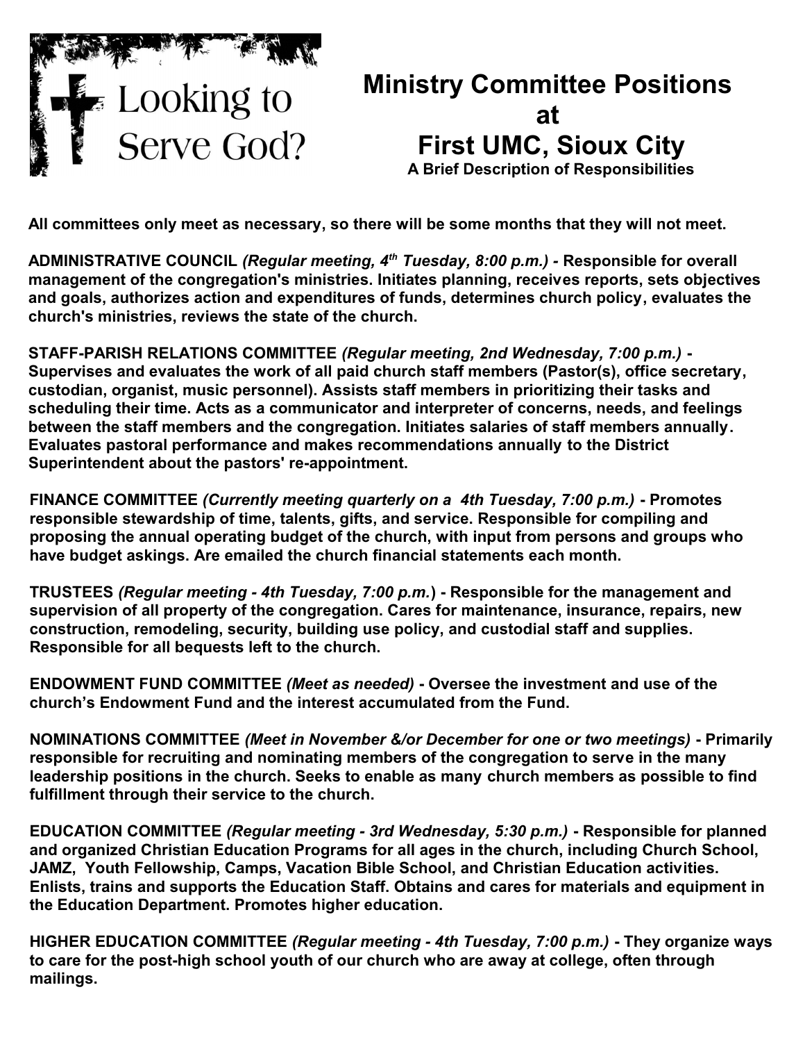Looking to Serve God?

# Ministry Committee Positions at First UMC, Sioux City

**A Brief Description of Responsibilities**

**All committees only meet as necessary, so there will be some months that they will not meet.**

**ADMINISTRATIVE COUNCIL** ***(Regular meeting, 4th Tuesday, 8:00 p.m.) -*** **Responsible for overall management of the congregation's ministries. Initiates planning, receives reports, sets objectives and goals, authorizes action and expenditures of funds, determines church policy, evaluates the church's ministries, reviews the state of the church.**

**STAFF-PARISH RELATIONS COMMITTEE** ***(Regular meeting, 2nd Wednesday, 7:00 p.m.)*** **- Supervises and evaluates the work of all paid church staff members (Pastor(s), office secretary, custodian, organist, music personnel). Assists staff members in prioritizing their tasks and scheduling their time. Acts as a communicator and interpreter of concerns, needs, and feelings between the staff members and the congregation. Initiates salaries of staff members annually. Evaluates pastoral performance and makes recommendations annually to the District Superintendent about the pastors' re-appointment.**

**FINANCE COMMITTEE** ***(Currently meeting quarterly on a 4th Tuesday, 7:00 p.m.)*** **- Promotes responsible stewardship of time, talents, gifts, and service. Responsible for compiling and proposing the annual operating budget of the church, with input from persons and groups who have budget askings. Are emailed the church financial statements each month.**

**TRUSTEES** ***(Regular meeting - 4th Tuesday, 7:00 p.m.)*** **- Responsible for the management and supervision of all property of the congregation. Cares for maintenance, insurance, repairs, new construction, remodeling, security, building use policy, and custodial staff and supplies. Responsible for all bequests left to the church.**

**ENDOWMENT FUND COMMITTEE** ***(Meet as needed)*** **- Oversee the investment and use of the church's Endowment Fund and the interest accumulated from the Fund.**

**NOMINATIONS COMMITTEE** ***(Meet in November &/or December for one or two meetings)*** **- Primarily responsible for recruiting and nominating members of the congregation to serve in the many leadership positions in the church. Seeks to enable as many church members as possible to find fulfillment through their service to the church.**

**EDUCATION COMMITTEE** ***(Regular meeting - 3rd Wednesday, 5:30 p.m.)*** **- Responsible for planned and organized Christian Education Programs for all ages in the church, including Church School, JAMZ, Youth Fellowship, Camps, Vacation Bible School, and Christian Education activities. Enlists, trains and supports the Education Staff. Obtains and cares for materials and equipment in the Education Department. Promotes higher education.**

**HIGHER EDUCATION COMMITTEE** ***(Regular meeting - 4th Tuesday, 7:00 p.m.)*** **- They organize ways to care for the post-high school youth of our church who are away at college, often through mailings.**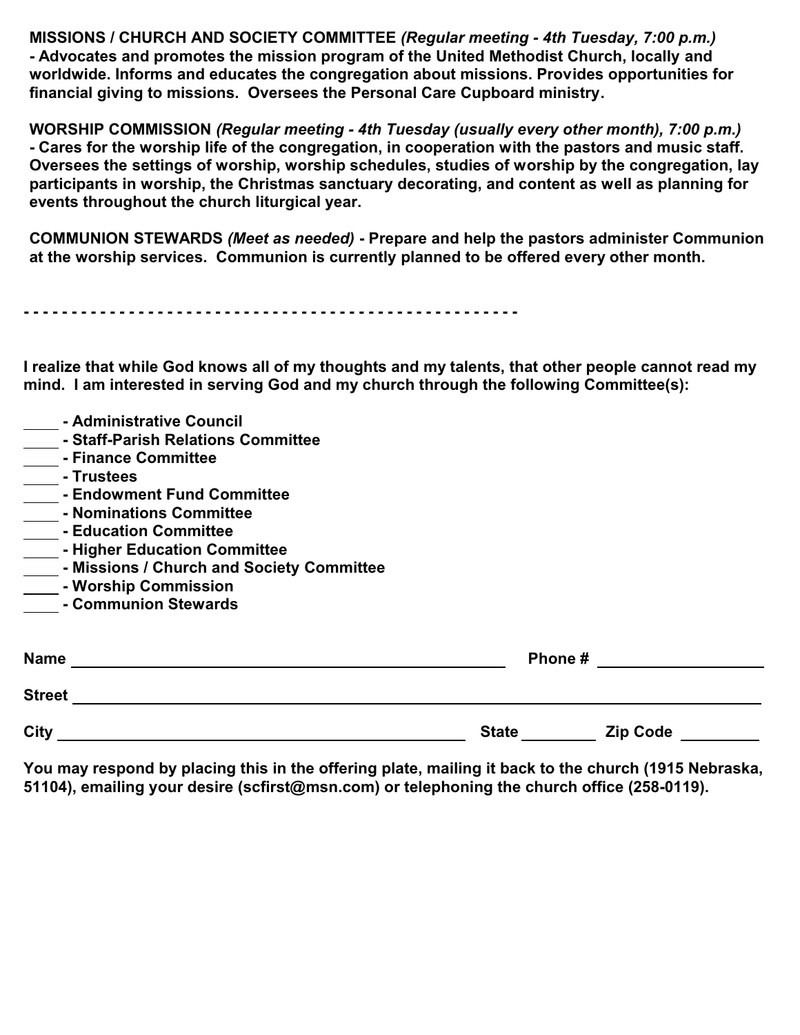**MISSIONS / CHURCH AND SOCIETY COMMITTEE** ***(Regular meeting - 4th Tuesday, 7:00 p.m.)*** **- Advocates and promotes the mission program of the United Methodist Church, locally and worldwide. Informs and educates the congregation about missions. Provides opportunities for financial giving to missions. Oversees the Personal Care Cupboard ministry.**

**WORSHIP COMMISSION** ***(Regular meeting - 4th Tuesday (usually every other month), 7:00 p.m.)*** **- Cares for the worship life of the congregation, in cooperation with the pastors and music staff. Oversees the settings of worship, worship schedules, studies of worship by the congregation, lay participants in worship, the Christmas sanctuary decorating, and content as well as planning for events throughout the church liturgical year.**

**COMMUNION STEWARDS** ***(Meet as needed)*** **- Prepare and help the pastors administer Communion at the worship services. Communion is currently planned to be offered every other month.**

- - - - - - - - - - - - - - - - - - - - - - - - - - - - - - - - - - - - - - - - - - - - - - - - - - -

**I realize that while God knows all of my thoughts and my talents, that other people cannot read my mind. I am interested in serving God and my church through the following Committee(s):**

**____ - Administrative Council**
**____ - Staff-Parish Relations Committee**
**____ - Finance Committee**
**____ - Trustees**
**____ - Endowment Fund Committee**
**____ - Nominations Committee**
**____ - Education Committee**
**____ - Higher Education Committee**
**____ - Missions / Church and Society Committee**
**____ - Worship Commission**
**____ - Communion Stewards**

**Name** ______________________________________________ **Phone #** ________________

**Street** ________________________________________________________________________

**City** ____________________________________________ **State** ________ **Zip Code** ________

**You may respond by placing this in the offering plate, mailing it back to the church (1915 Nebraska, 51104), emailing your desire (scfirst@msn.com) or telephoning the church office (258-0119).**